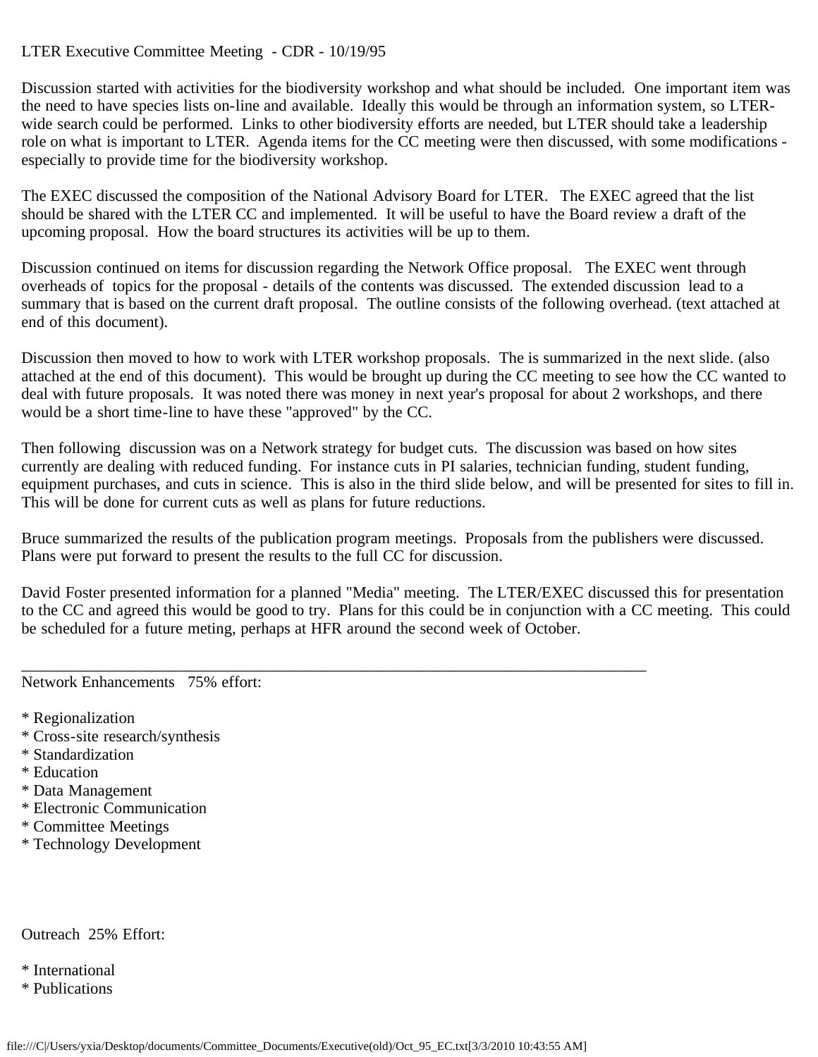LTER Executive Committee Meeting - CDR - 10/19/95

Discussion started with activities for the biodiversity workshop and what should be included. One important item was the need to have species lists on-line and available. Ideally this would be through an information system, so LTER-wide search could be performed. Links to other biodiversity efforts are needed, but LTER should take a leadership role on what is important to LTER. Agenda items for the CC meeting were then discussed, with some modifications - especially to provide time for the biodiversity workshop.

The EXEC discussed the composition of the National Advisory Board for LTER. The EXEC agreed that the list should be shared with the LTER CC and implemented. It will be useful to have the Board review a draft of the upcoming proposal. How the board structures its activities will be up to them.

Discussion continued on items for discussion regarding the Network Office proposal. The EXEC went through overheads of topics for the proposal - details of the contents was discussed. The extended discussion lead to a summary that is based on the current draft proposal. The outline consists of the following overhead. (text attached at end of this document).

Discussion then moved to how to work with LTER workshop proposals. The is summarized in the next slide. (also attached at the end of this document). This would be brought up during the CC meeting to see how the CC wanted to deal with future proposals. It was noted there was money in next year's proposal for about 2 workshops, and there would be a short time-line to have these "approved" by the CC.

Then following discussion was on a Network strategy for budget cuts. The discussion was based on how sites currently are dealing with reduced funding. For instance cuts in PI salaries, technician funding, student funding, equipment purchases, and cuts in science. This is also in the third slide below, and will be presented for sites to fill in. This will be done for current cuts as well as plans for future reductions.

Bruce summarized the results of the publication program meetings. Proposals from the publishers were discussed. Plans were put forward to present the results to the full CC for discussion.

David Foster presented information for a planned "Media" meeting. The LTER/EXEC discussed this for presentation to the CC and agreed this would be good to try. Plans for this could be in conjunction with a CC meeting. This could be scheduled for a future meting, perhaps at HFR around the second week of October.

---

Network Enhancements 75% effort:

* Regionalization
* Cross-site research/synthesis
* Standardization
* Education
* Data Management
* Electronic Communication
* Committee Meetings
* Technology Development

Outreach 25% Effort:

* International
* Publications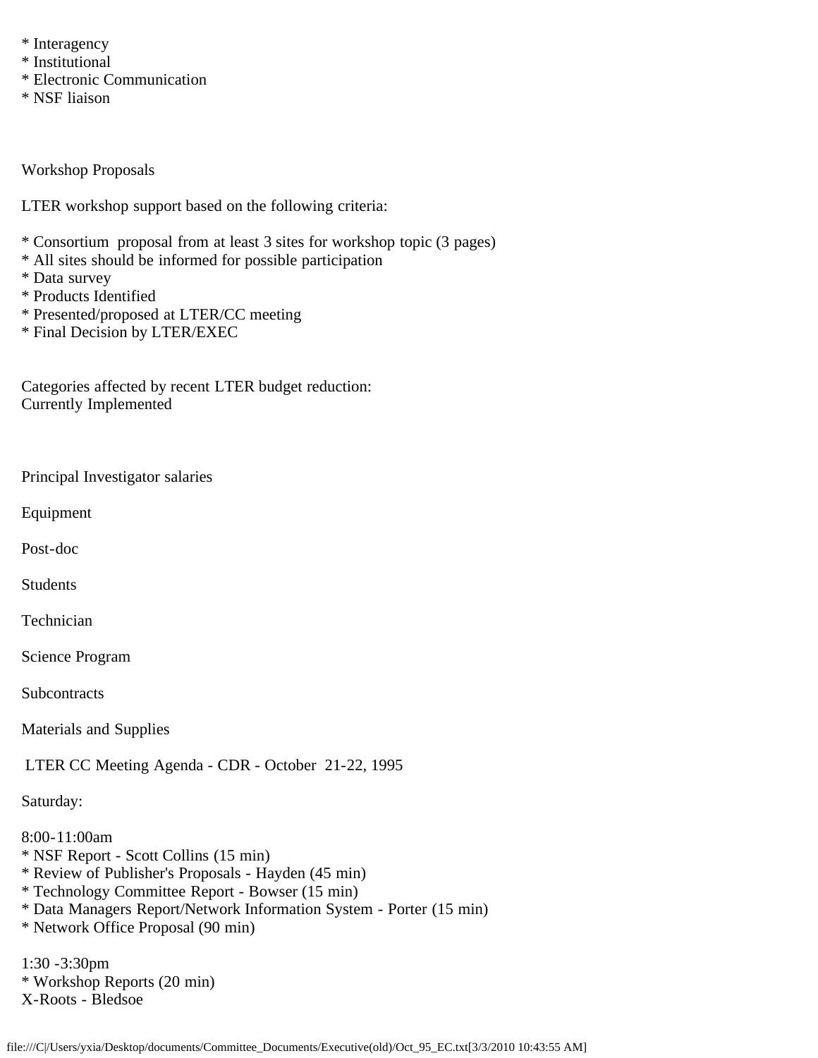* Interagency
* Institutional
* Electronic Communication
* NSF liaison

Workshop Proposals

LTER workshop support based on the following criteria:

* Consortium proposal from at least 3 sites for workshop topic (3 pages)
* All sites should be informed for possible participation
* Data survey
* Products Identified
* Presented/proposed at LTER/CC meeting
* Final Decision by LTER/EXEC

Categories affected by recent LTER budget reduction:
Currently Implemented

Principal Investigator salaries

Equipment

Post-doc

Students

Technician

Science Program

Subcontracts

Materials and Supplies

LTER CC Meeting Agenda - CDR - October 21-22, 1995

Saturday:

8:00-11:00am
* NSF Report - Scott Collins (15 min)
* Review of Publisher's Proposals - Hayden (45 min)
* Technology Committee Report - Bowser (15 min)
* Data Managers Report/Network Information System - Porter (15 min)
* Network Office Proposal (90 min)

1:30 -3:30pm
* Workshop Reports (20 min)
X-Roots - Bledsoe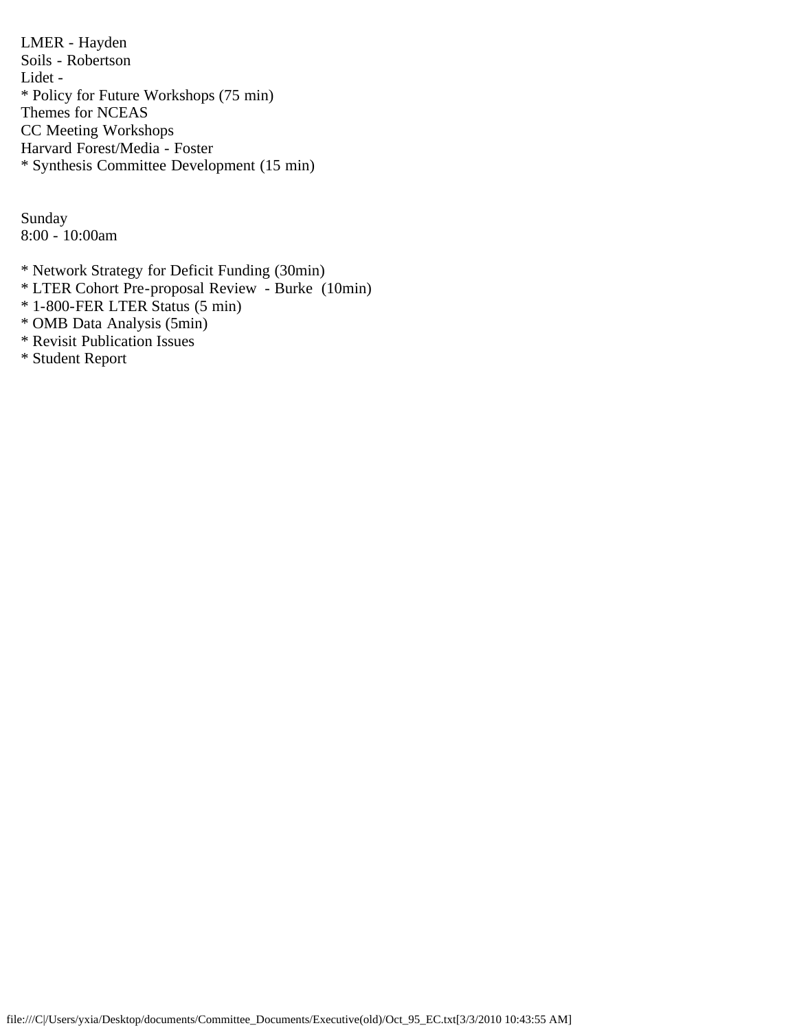LMER - Hayden
Soils - Robertson
Lidet -
* Policy for Future Workshops (75 min)
Themes for NCEAS
CC Meeting Workshops
Harvard Forest/Media - Foster
* Synthesis Committee Development (15 min)

Sunday
8:00 - 10:00am

* Network Strategy for Deficit Funding (30min)
* LTER Cohort Pre-proposal Review - Burke (10min)
* 1-800-FER LTER Status (5 min)
* OMB Data Analysis (5min)
* Revisit Publication Issues
* Student Report